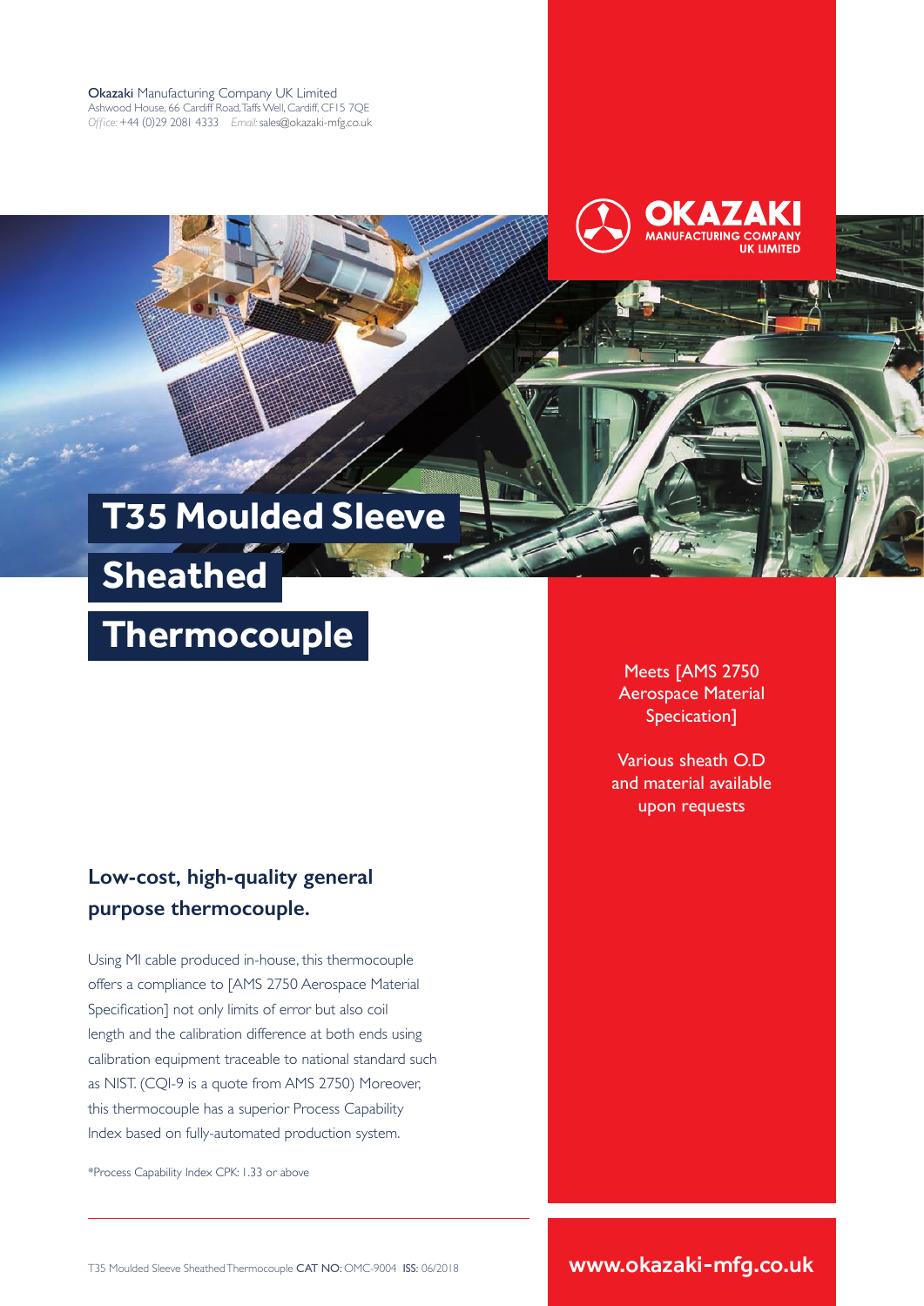**Okazaki** Manufacturing Company UK Limited
Ashwood House, 66 Cardiff Road, Taffs Well, Cardiff, CF15 7QE
*Office:* +44 (0)29 2081 4333 *Email:* sales@okazaki-mfg.co.uk

OKAZAKI MANUFACTURING COMPANY UK LIMITED

# T35 Moulded Sleeve Sheathed Thermocouple

Meets [AMS 2750 Aerospace Material Specication]

Various sheath O.D and material available upon requests

## Low-cost, high-quality general purpose thermocouple.

Using MI cable produced in-house, this thermocouple offers a compliance to [AMS 2750 Aerospace Material Specification] not only limits of error but also coil length and the calibration difference at both ends using calibration equipment traceable to national standard such as NIST. (CQI-9 is a quote from AMS 2750) Moreover, this thermocouple has a superior Process Capability Index based on fully-automated production system.

*Process Capability Index CPK: 1.33 or above

T35 Moulded Sleeve Sheathed Thermocouple **CAT NO:** OMC-9004 **ISS:** 06/2018

**www.okazaki-mfg.co.uk**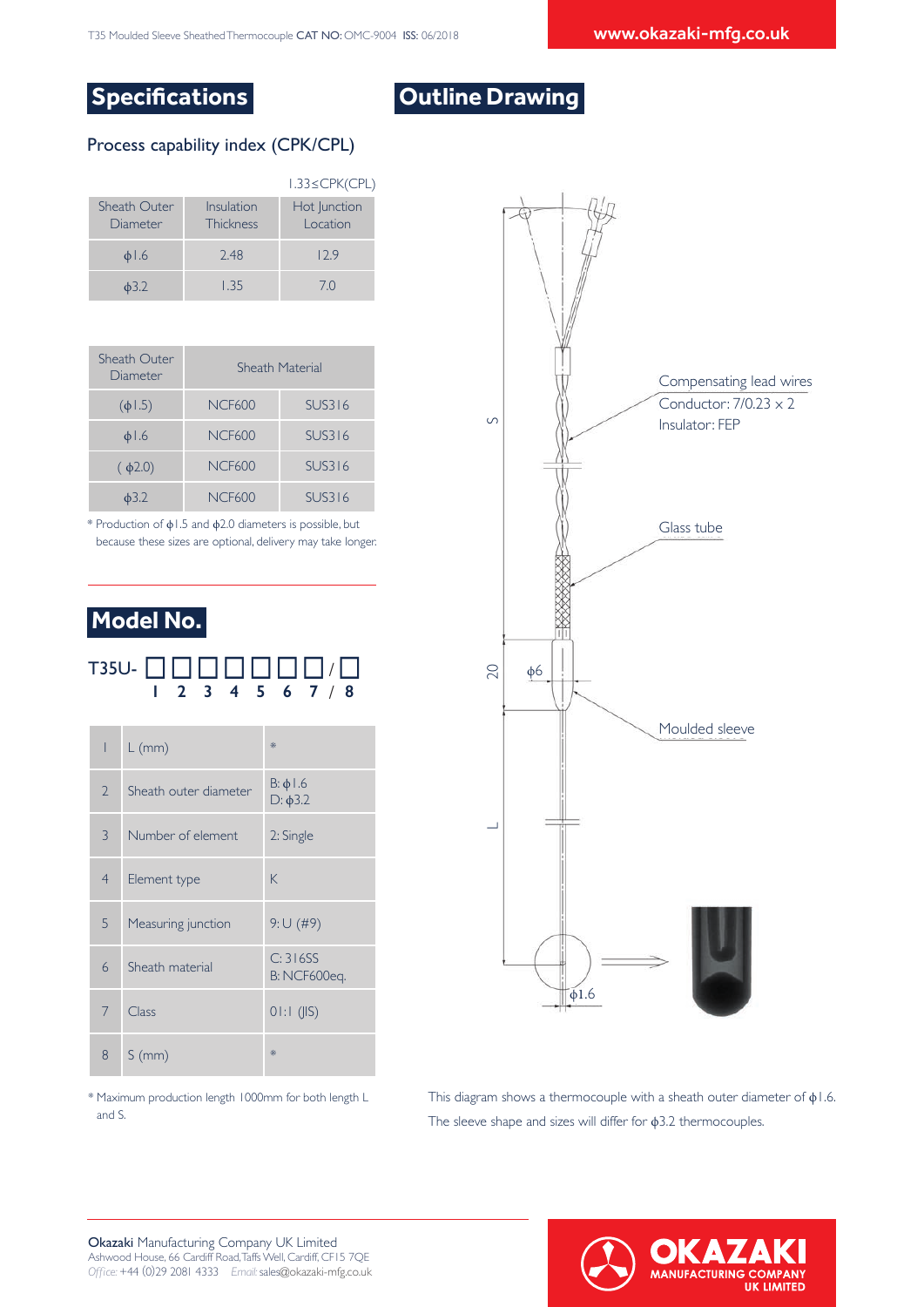## Specifications

### Process capability index (CPK/CPL)

1.33≤CPK(CPL)

| Sheath Outer Diameter | Insulation Thickness | Hot Junction Location |
|---|---|---|
| ϕ1.6 | 2.48 | 12.9 |
| ϕ3.2 | 1.35 | 7.0 |

| Sheath Outer Diameter | Sheath Material | |
|---|---|---|
| (ϕ1.5) | NCF600 | SUS316 |
| ϕ1.6 | NCF600 | SUS316 |
| ( ϕ2.0) | NCF600 | SUS316 |
| ϕ3.2 | NCF600 | SUS316 |

* Production of ϕ1.5 and ϕ2.0 diameters is possible, but because these sizes are optional, delivery may take longer.

## Model No.

T35U- □□□□□□□/□
1 2 3 4 5 6 7 / 8

| | | |
|---|---|---|
| 1 | L (mm) | * |
| 2 | Sheath outer diameter | B: ϕ1.6<br>D: ϕ3.2 |
| 3 | Number of element | 2: Single |
| 4 | Element type | K |
| 5 | Measuring junction | 9: U (#9) |
| 6 | Sheath material | C: 316SS<br>B: NCF600eq. |
| 7 | Class | 01:1 (JIS) |
| 8 | S (mm) | * |

* Maximum production length 1000mm for both length L and S.

## Outline Drawing

Compensating lead wires
Conductor: 7/0.23 × 2
Insulator: FEP

Glass tube

Moulded sleeve

S

20

ϕ6

L

ϕ1.6

This diagram shows a thermocouple with a sheath outer diameter of ϕ1.6.
The sleeve shape and sizes will differ for ϕ3.2 thermocouples.

**Okazaki** Manufacturing Company UK Limited
Ashwood House, 66 Cardiff Road, Taffs Well, Cardiff, CF15 7QE
*Office:* +44 (0)29 2081 4333 *Email:* sales@okazaki-mfg.co.uk

OKAZAKI MANUFACTURING COMPANY UK LIMITED